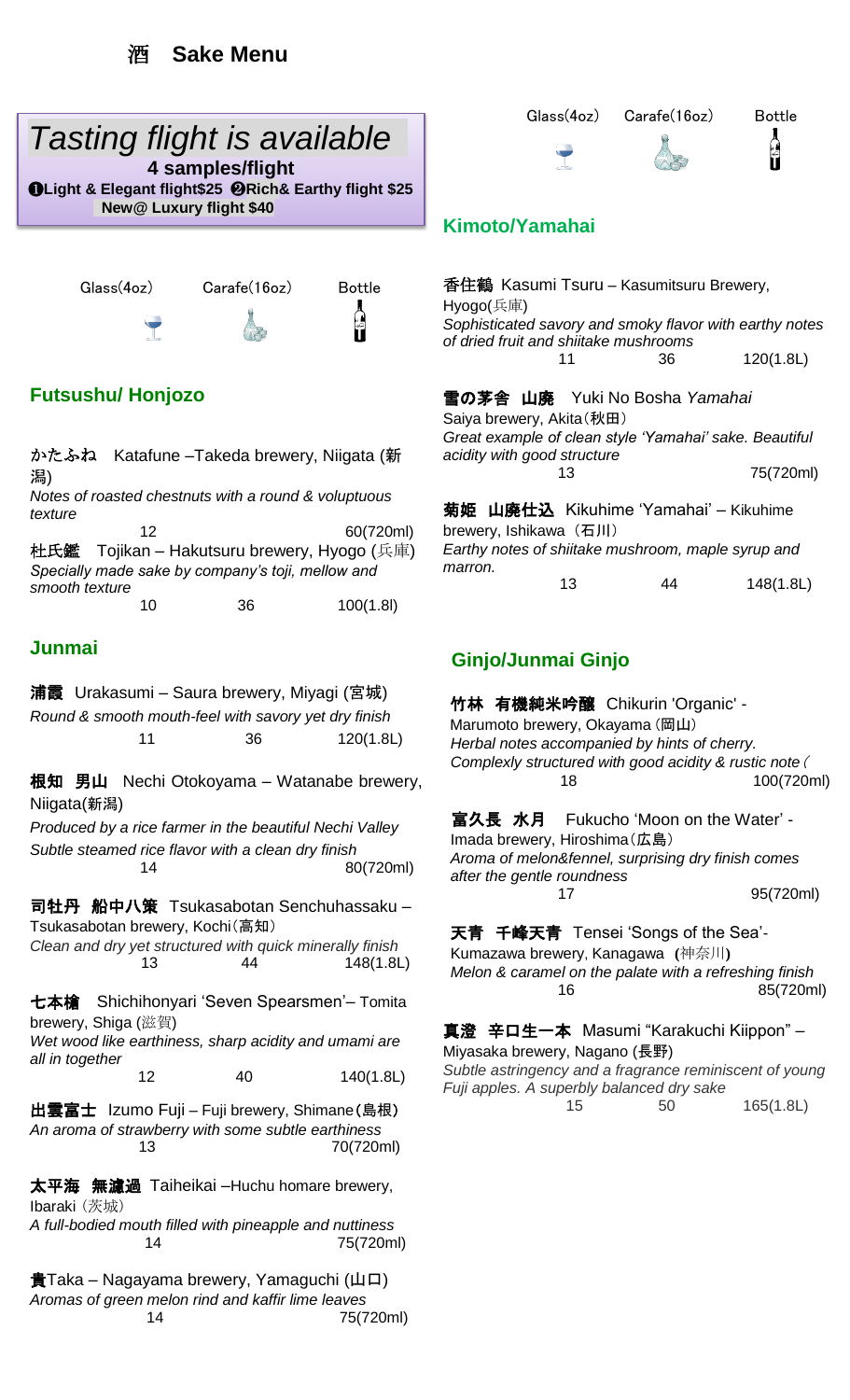# 酒 Sake Menu

## *Tasting flight is available*

**4 samples/flight**

**❶Light & Elegant flight$25 ❷Rich& Earthy flight $25**

**New@ Luxury flight $40**

Glass(4oz) | Carafe(16oz) | Bottle

## Futsushu/ Honjozo

かたふね Katafune –Takeda brewery, Niigata (新潟)
*Notes of roasted chestnuts with a round & voluptuous texture*
12 | 60(720ml)

杜氏鑑 Tojikan – Hakutsuru brewery, Hyogo (兵庫)
*Specially made sake by company's toji, mellow and smooth texture*
10 | 36 | 100(1.8l)

## Junmai

**浦霞** Urakasumi – Saura brewery, Miyagi (宮城)
*Round & smooth mouth-feel with savory yet dry finish*
11 | 36 | 120(1.8L)

**根知 男山** Nechi Otokoyama – Watanabe brewery, Niigata(新潟)
*Produced by a rice farmer in the beautiful Nechi Valley*
*Subtle steamed rice flavor with a clean dry finish*
14 | 80(720ml)

**司牡丹 船中八策** Tsukasabotan Senchuhassaku – Tsukasabotan brewery, Kochi(高知)
*Clean and dry yet structured with quick minerally finish*
13 | 44 | 148(1.8L)

**七本槍** Shichihonyari 'Seven Spearsmen'– Tomita brewery, Shiga (滋賀)
*Wet wood like earthiness, sharp acidity and umami are all in together*
12 | 40 | 140(1.8L)

**出雲富士** Izumo Fuji – Fuji brewery, Shimane(島根)
*An aroma of strawberry with some subtle earthiness*
13 | 70(720ml)

**太平海 無濾過** Taiheikai –Huchu homare brewery, Ibaraki (茨城)
*A full-bodied mouth filled with pineapple and nuttiness*
14 | 75(720ml)

**貴**Taka – Nagayama brewery, Yamaguchi (山口)
*Aromas of green melon rind and kaffir lime leaves*
14 | 75(720ml)

Glass(4oz) | Carafe(16oz) | Bottle

## Kimoto/Yamahai

香住鶴 Kasumi Tsuru – Kasumitsuru Brewery, Hyogo(兵庫)
*Sophisticated savory and smoky flavor with earthy notes of dried fruit and shiitake mushrooms*
11 | 36 | 120(1.8L)

**雪の茅舎 山廃** Yuki No Bosha *Yamahai*
Saiya brewery, Akita(秋田)
*Great example of clean style 'Yamahai' sake. Beautiful acidity with good structure*
13 | 75(720ml)

**菊姫 山廃仕込** Kikuhime 'Yamahai' – Kikuhime brewery, Ishikawa (石川)
*Earthy notes of shiitake mushroom, maple syrup and marron.*
13 | 44 | 148(1.8L)

## Ginjo/Junmai Ginjo

**竹林 有機純米吟醸** Chikurin 'Organic' - Marumoto brewery, Okayama (岡山)
*Herbal notes accompanied by hints of cherry. Complexly structured with good acidity & rustic note (*
18 | 100(720ml)

**富久長 水月** Fukucho 'Moon on the Water' - Imada brewery, Hiroshima(広島)
*Aroma of melon&fennel, surprising dry finish comes after the gentle roundness*
17 | 95(720ml)

**天青 千峰天青** Tensei 'Songs of the Sea'- Kumazawa brewery, Kanagawa (神奈川)
*Melon & caramel on the palate with a refreshing finish*
16 | 85(720ml)

**真澄 辛口生一本** Masumi "Karakuchi Kiippon" – Miyasaka brewery, Nagano (長野)
*Subtle astringency and a fragrance reminiscent of young Fuji apples. A superbly balanced dry sake*
15 | 50 | 165(1.8L)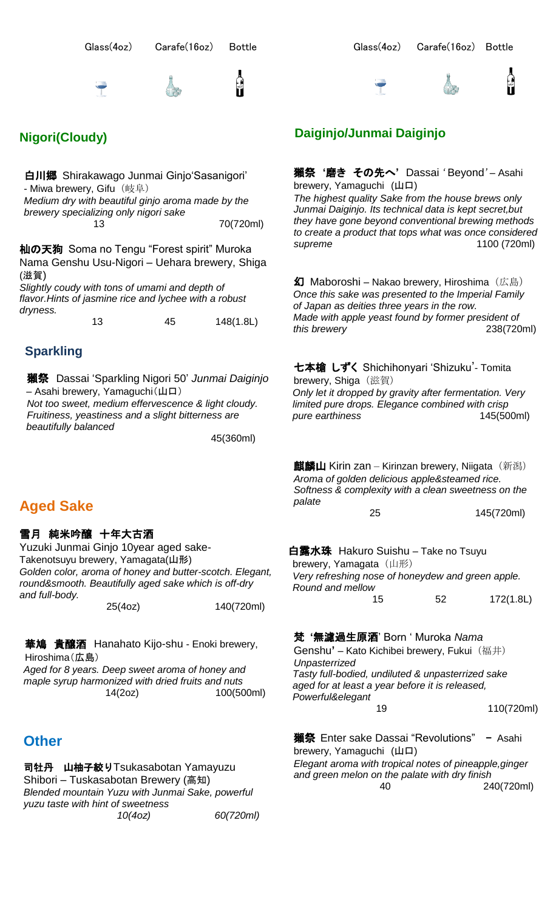Glass(4oz) Carafe(16oz) Bottle

## Nigori(Cloudy)

**白川郷** Shirakawago Junmai Ginjo'Sasanigori' - Miwa brewery, Gifu（岐阜）
*Medium dry with beautiful ginjo aroma made by the brewery specializing only nigori sake*
13 70(720ml)

**杣の天狗** Soma no Tengu "Forest spirit" Muroka Nama Genshu Usu-Nigori – Uehara brewery, Shiga (滋賀)
*Slightly coudy with tons of umami and depth of flavor.Hints of jasmine rice and lychee with a robust dryness.*
13 45 148(1.8L)

## Sparkling

**獺祭** Dassai 'Sparkling Nigori 50' *Junmai Daiginjo* – Asahi brewery, Yamaguchi（山口）
*Not too sweet, medium effervescence & light cloudy. Fruitiness, yeastiness and a slight bitterness are beautifully balanced*
45(360ml)

## Aged Sake

**雪月 純米吟醸 十年大古酒**
Yuzuki Junmai Ginjo 10year aged sake- Takenotsuyu brewery, Yamagata(山形)
*Golden color, aroma of honey and butter-scotch. Elegant, round&smooth. Beautifully aged sake which is off-dry and full-body.*
25(4oz) 140(720ml)

**華鳩 貴醸酒** Hanahato Kijo-shu - Enoki brewery, Hiroshima（広島）
*Aged for 8 years. Deep sweet aroma of honey and maple syrup harmonized with dried fruits and nuts*
14(2oz) 100(500ml)

## Other

**司牡丹 山柚子絞り**Tsukasabotan Yamayuzu Shibori – Tuskasabotan Brewery (高知)
*Blended mountain Yuzu with Junmai Sake, powerful yuzu taste with hint of sweetness*
*10(4oz)* *60(720ml)*

Glass(4oz) Carafe(16oz) Bottle

## Daiginjo/Junmai Daiginjo

**獺祭 '磨き その先へ'** Dassai 'Beyond' – Asahi brewery, Yamaguchi（山口）
*The highest quality Sake from the house brews only Junmai Daiginjo. Its technical data is kept secret,but they have gone beyond conventional brewing methods to create a product that tops what was once considered supreme*
1100 (720ml)

**幻** Maboroshi – Nakao brewery, Hiroshima（広島）
*Once this sake was presented to the Imperial Family of Japan as deities three years in the row. Made with apple yeast found by former president of this brewery*
238(720ml)

**七本槍 しずく** Shichihonyari 'Shizuku'- Tomita brewery, Shiga（滋賀）
*Only let it dropped by gravity after fermentation. Very limited pure drops. Elegance combined with crisp pure earthiness*
145(500ml)

**麒麟山** Kirin zan – Kirinzan brewery, Niigata（新潟）
*Aroma of golden delicious apple&steamed rice. Softness & complexity with a clean sweetness on the palate*
25 145(720ml)

**白露水珠** Hakuro Suishu – Take no Tsuyu brewery, Yamagata（山形）
*Very refreshing nose of honeydew and green apple. Round and mellow*
15 52 172(1.8L)

**梵 '無濾過生原酒'** Born ' Muroka *Nama* Genshu' – Kato Kichibei brewery, Fukui（福井）
*Unpasterrized*
*Tasty full-bodied, undiluted & unpasterrized sake aged for at least a year before it is released, Powerful&elegant*
19 110(720ml)

**獺祭** Enter sake Dassai "Revolutions" – Asahi brewery, Yamaguchi（山口）
*Elegant aroma with tropical notes of pineapple,ginger and green melon on the palate with dry finish*
40 240(720ml)